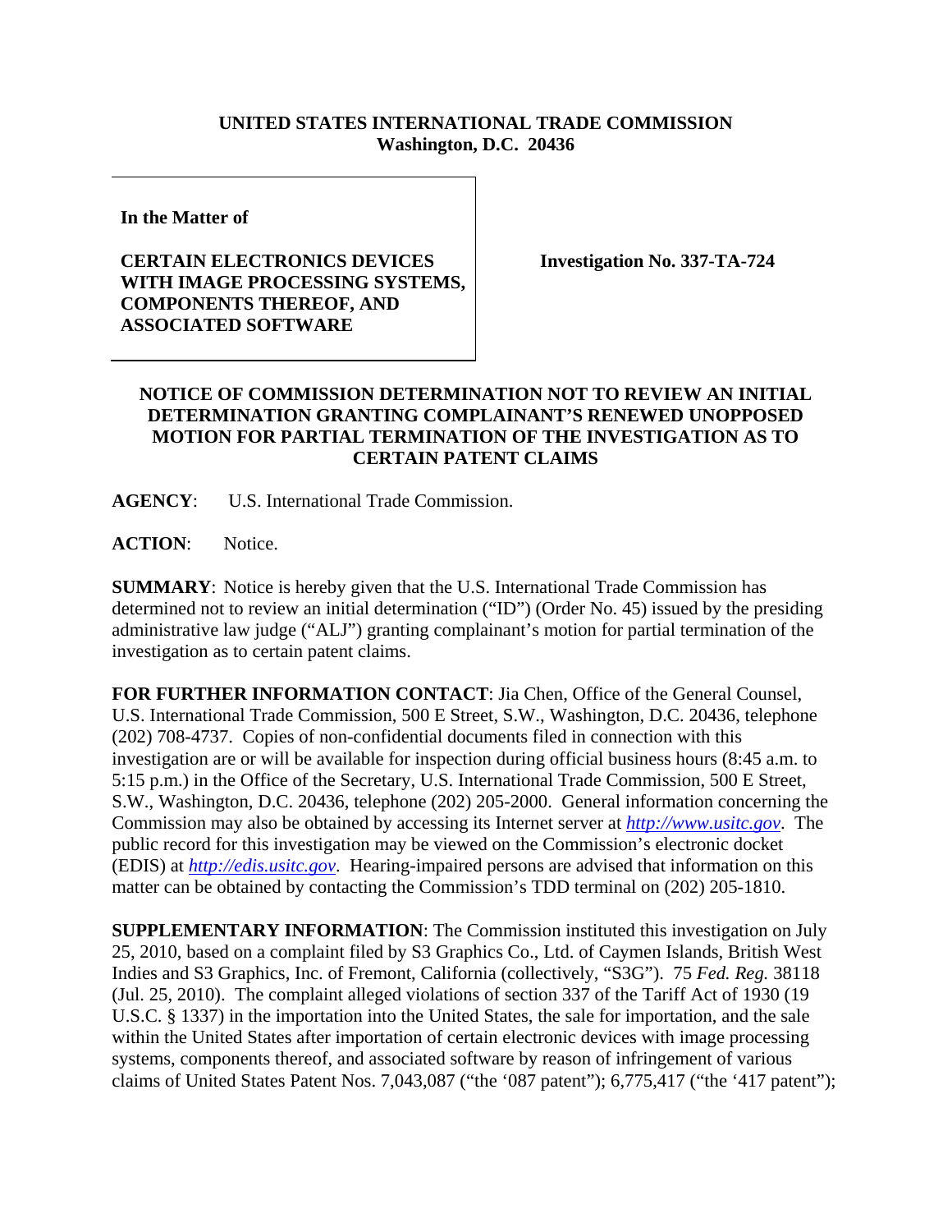**UNITED STATES INTERNATIONAL TRADE COMMISSION**
**Washington, D.C. 20436**

| **In the Matter of** **CERTAIN ELECTRONICS DEVICES WITH IMAGE PROCESSING SYSTEMS, COMPONENTS THEREOF, AND ASSOCIATED SOFTWARE** | **Investigation No. 337-TA-724** |
|---|---|

**NOTICE OF COMMISSION DETERMINATION NOT TO REVIEW AN INITIAL DETERMINATION GRANTING COMPLAINANT'S RENEWED UNOPPOSED MOTION FOR PARTIAL TERMINATION OF THE INVESTIGATION AS TO CERTAIN PATENT CLAIMS**

**AGENCY**: U.S. International Trade Commission.

**ACTION**: Notice.

**SUMMARY**: Notice is hereby given that the U.S. International Trade Commission has determined not to review an initial determination ("ID") (Order No. 45) issued by the presiding administrative law judge ("ALJ") granting complainant's motion for partial termination of the investigation as to certain patent claims.

**FOR FURTHER INFORMATION CONTACT**: Jia Chen, Office of the General Counsel, U.S. International Trade Commission, 500 E Street, S.W., Washington, D.C. 20436, telephone (202) 708-4737. Copies of non-confidential documents filed in connection with this investigation are or will be available for inspection during official business hours (8:45 a.m. to 5:15 p.m.) in the Office of the Secretary, U.S. International Trade Commission, 500 E Street, S.W., Washington, D.C. 20436, telephone (202) 205-2000. General information concerning the Commission may also be obtained by accessing its Internet server at *http://www.usitc.gov*. The public record for this investigation may be viewed on the Commission's electronic docket (EDIS) at *http://edis.usitc.gov*. Hearing-impaired persons are advised that information on this matter can be obtained by contacting the Commission's TDD terminal on (202) 205-1810.

**SUPPLEMENTARY INFORMATION**: The Commission instituted this investigation on July 25, 2010, based on a complaint filed by S3 Graphics Co., Ltd. of Caymen Islands, British West Indies and S3 Graphics, Inc. of Fremont, California (collectively, "S3G"). 75 *Fed. Reg.* 38118 (Jul. 25, 2010). The complaint alleged violations of section 337 of the Tariff Act of 1930 (19 U.S.C. § 1337) in the importation into the United States, the sale for importation, and the sale within the United States after importation of certain electronic devices with image processing systems, components thereof, and associated software by reason of infringement of various claims of United States Patent Nos. 7,043,087 ("the '087 patent"); 6,775,417 ("the '417 patent");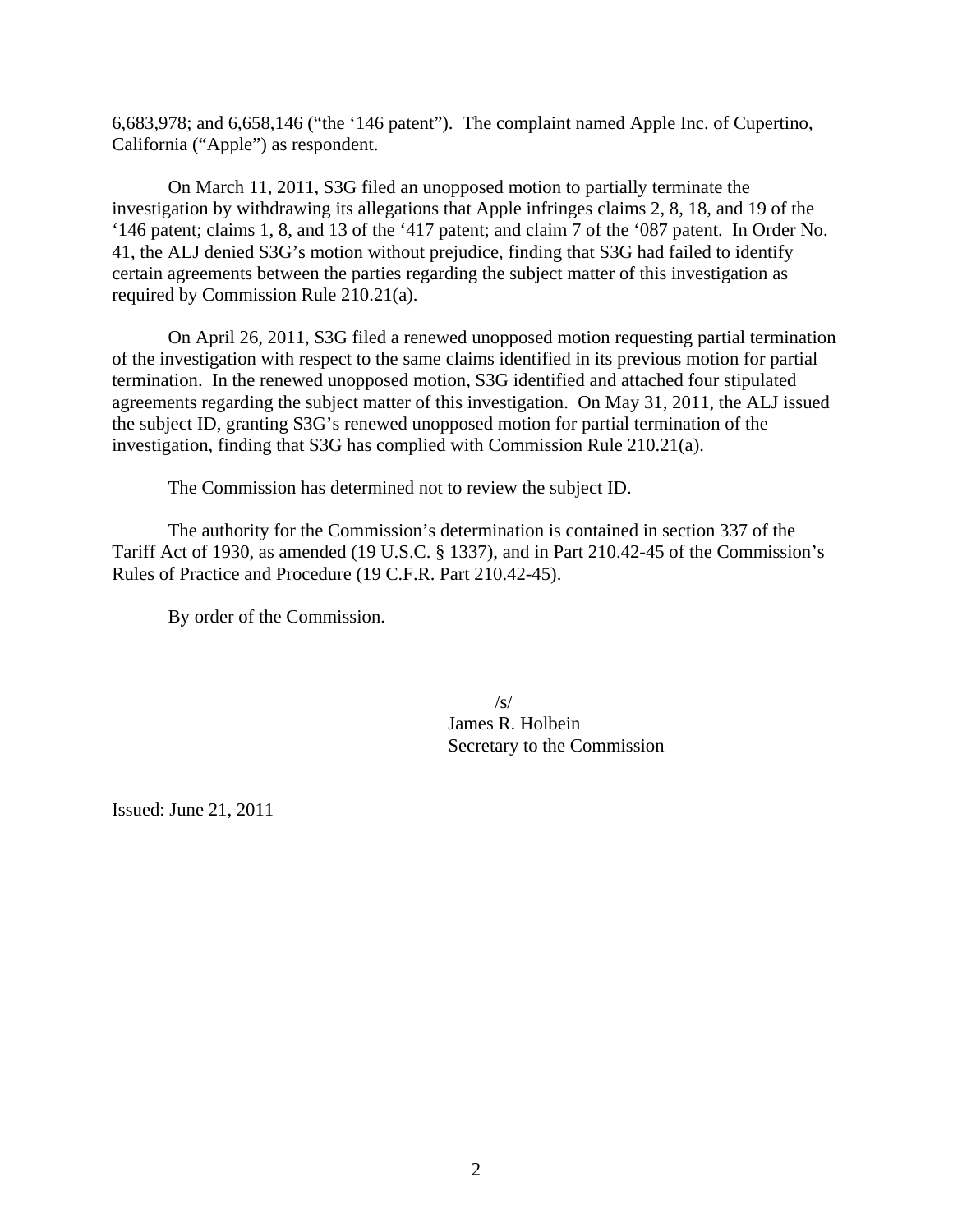6,683,978; and 6,658,146 ("the '146 patent"). The complaint named Apple Inc. of Cupertino, California ("Apple") as respondent.

On March 11, 2011, S3G filed an unopposed motion to partially terminate the investigation by withdrawing its allegations that Apple infringes claims 2, 8, 18, and 19 of the '146 patent; claims 1, 8, and 13 of the '417 patent; and claim 7 of the '087 patent. In Order No. 41, the ALJ denied S3G's motion without prejudice, finding that S3G had failed to identify certain agreements between the parties regarding the subject matter of this investigation as required by Commission Rule 210.21(a).

On April 26, 2011, S3G filed a renewed unopposed motion requesting partial termination of the investigation with respect to the same claims identified in its previous motion for partial termination. In the renewed unopposed motion, S3G identified and attached four stipulated agreements regarding the subject matter of this investigation. On May 31, 2011, the ALJ issued the subject ID, granting S3G's renewed unopposed motion for partial termination of the investigation, finding that S3G has complied with Commission Rule 210.21(a).

The Commission has determined not to review the subject ID.

The authority for the Commission's determination is contained in section 337 of the Tariff Act of 1930, as amended (19 U.S.C. § 1337), and in Part 210.42-45 of the Commission's Rules of Practice and Procedure (19 C.F.R. Part 210.42-45).

By order of the Commission.

/s/
James R. Holbein
Secretary to the Commission

Issued: June 21, 2011